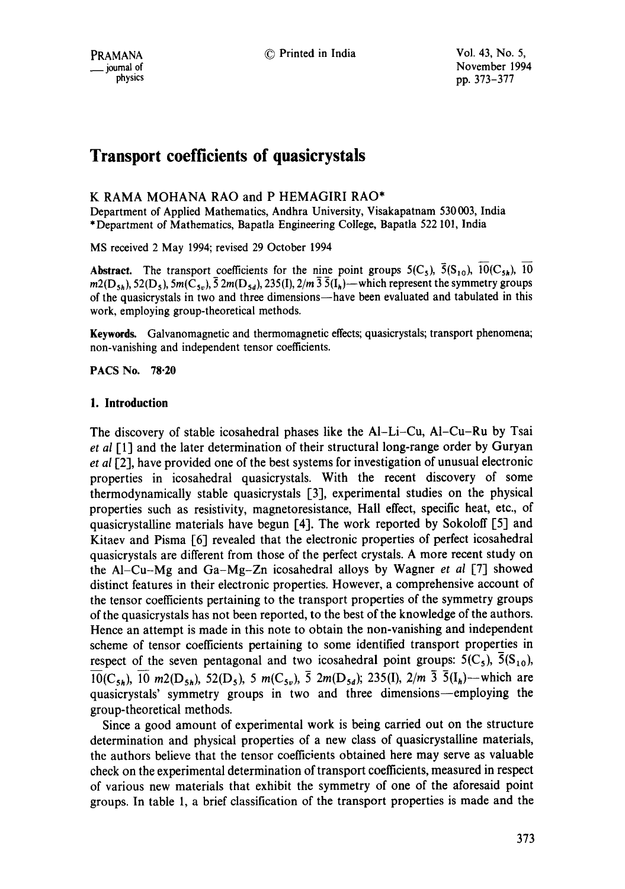# Transport coefficients of quasicrystals

K RAMA MOHANA RAO and P HEMAGIRI RAO*

Department of Applied Mathematics, Andhra University, Visakapatnam 530003, India
*Department of Mathematics, Bapatla Engineering College, Bapatla 522 101, India

MS received 2 May 1994; revised 29 October 1994

**Abstract.** The transport coefficients for the nine point groups $5(C_5)$, $\bar{5}(S_{10})$, $\overline{10}(C_{5h})$, $\overline{10}\,m2(D_{5h})$, $52(D_5)$, $5m(C_{5v})$, $\bar{5}\,2m(D_{5d})$, $235(I)$, $2/m\,\bar{3}\,\bar{5}(I_h)$—which represent the symmetry groups of the quasicrystals in two and three dimensions—have been evaluated and tabulated in this work, employing group-theoretical methods.

**Keywords.** Galvanomagnetic and thermomagnetic effects; quasicrystals; transport phenomena; non-vanishing and independent tensor coefficients.

**PACS No. 78·20**

## 1. Introduction

The discovery of stable icosahedral phases like the Al–Li–Cu, Al–Cu–Ru by Tsai *et al* [1] and the later determination of their structural long-range order by Guryan *et al* [2], have provided one of the best systems for investigation of unusual electronic properties in icosahedral quasicrystals. With the recent discovery of some thermodynamically stable quasicrystals [3], experimental studies on the physical properties such as resistivity, magnetoresistance, Hall effect, specific heat, etc., of quasicrystalline materials have begun [4]. The work reported by Sokoloff [5] and Kitaev and Pisma [6] revealed that the electronic properties of perfect icosahedral quasicrystals are different from those of the perfect crystals. A more recent study on the Al–Cu–Mg and Ga–Mg–Zn icosahedral alloys by Wagner *et al* [7] showed distinct features in their electronic properties. However, a comprehensive account of the tensor coefficients pertaining to the transport properties of the symmetry groups of the quasicrystals has not been reported, to the best of the knowledge of the authors. Hence an attempt is made in this note to obtain the non-vanishing and independent scheme of tensor coefficients pertaining to some identified transport properties in respect of the seven pentagonal and two icosahedral point groups: $5(C_5)$, $\bar{5}(S_{10})$, $\overline{10}(C_{5h})$, $\overline{10}\,m2(D_{5h})$, $52(D_5)$, $5\,m(C_{5v})$, $\bar{5}\,2m(D_{5d})$; $235(I)$, $2/m\,\bar{3}\,\bar{5}(I_h)$—which are quasicrystals' symmetry groups in two and three dimensions—employing the group-theoretical methods.

Since a good amount of experimental work is being carried out on the structure determination and physical properties of a new class of quasicrystalline materials, the authors believe that the tensor coefficients obtained here may serve as valuable check on the experimental determination of transport coefficients, measured in respect of various new materials that exhibit the symmetry of one of the aforesaid point groups. In table 1, a brief classification of the transport properties is made and the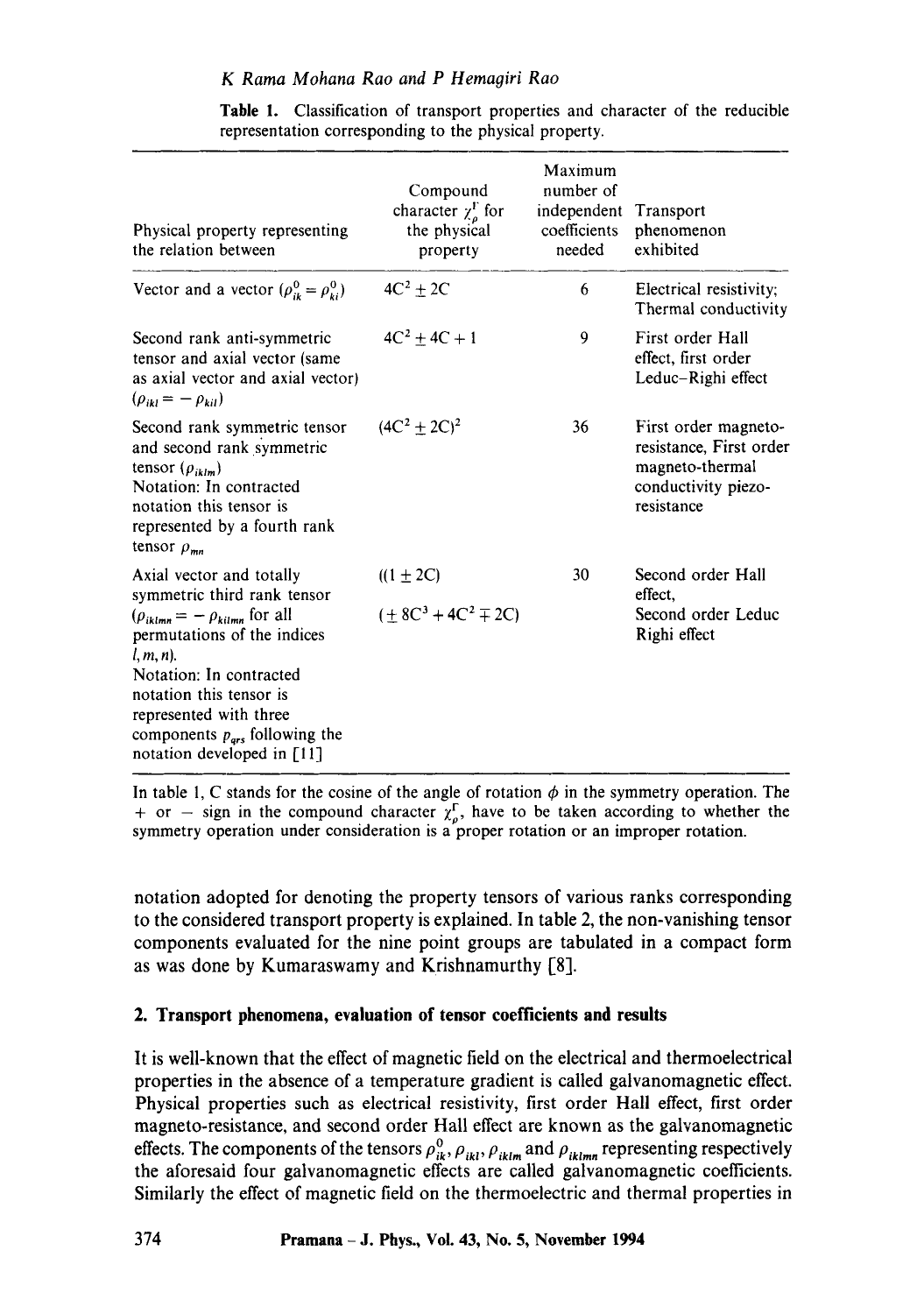**Table 1.** Classification of transport properties and character of the reducible representation corresponding to the physical property.

| Physical property representing the relation between | Compound character $\chi_\rho^\Gamma$ for the physical property | Maximum number of independent coefficients needed | Transport phenomenon exhibited |
|---|---|---|---|
| Vector and a vector ($\rho_{ik}^0 = \rho_{ki}^0$) | $4C^2 \pm 2C$ | 6 | Electrical resistivity; Thermal conductivity |
| Second rank anti-symmetric tensor and axial vector (same as axial vector and axial vector) ($\rho_{ikl} = -\rho_{kil}$) | $4C^2 \pm 4C + 1$ | 9 | First order Hall effect, first order Leduc–Righi effect |
| Second rank symmetric tensor and second rank symmetric tensor ($\rho_{iklm}$) Notation: In contracted notation this tensor is represented by a fourth rank tensor $\rho_{mn}$ | $(4C^2 \pm 2C)^2$ | 36 | First order magneto-resistance, First order magneto-thermal conductivity piezo-resistance |
| Axial vector and totally symmetric third rank tensor ($\rho_{iklmn} = -\rho_{kilmn}$ for all permutations of the indices $l, m, n$). Notation: In contracted notation this tensor is represented with three components $p_{qrs}$ following the notation developed in [11] | $((1 \pm 2C)$ $(\pm 8C^3 + 4C^2 \mp 2C)$ | 30 | Second order Hall effect, Second order Leduc Righi effect |

In table 1, C stands for the cosine of the angle of rotation $\phi$ in the symmetry operation. The + or − sign in the compound character $\chi_\rho^\Gamma$, have to be taken according to whether the symmetry operation under consideration is a proper rotation or an improper rotation.

notation adopted for denoting the property tensors of various ranks corresponding to the considered transport property is explained. In table 2, the non-vanishing tensor components evaluated for the nine point groups are tabulated in a compact form as was done by Kumaraswamy and Krishnamurthy [8].

## 2. Transport phenomena, evaluation of tensor coefficients and results

It is well-known that the effect of magnetic field on the electrical and thermoelectrical properties in the absence of a temperature gradient is called galvanomagnetic effect. Physical properties such as electrical resistivity, first order Hall effect, first order magneto-resistance, and second order Hall effect are known as the galvanomagnetic effects. The components of the tensors $\rho_{ik}^0$, $\rho_{ikl}$, $\rho_{iklm}$ and $\rho_{iklmn}$ representing respectively the aforesaid four galvanomagnetic effects are called galvanomagnetic coefficients. Similarly the effect of magnetic field on the thermoelectric and thermal properties in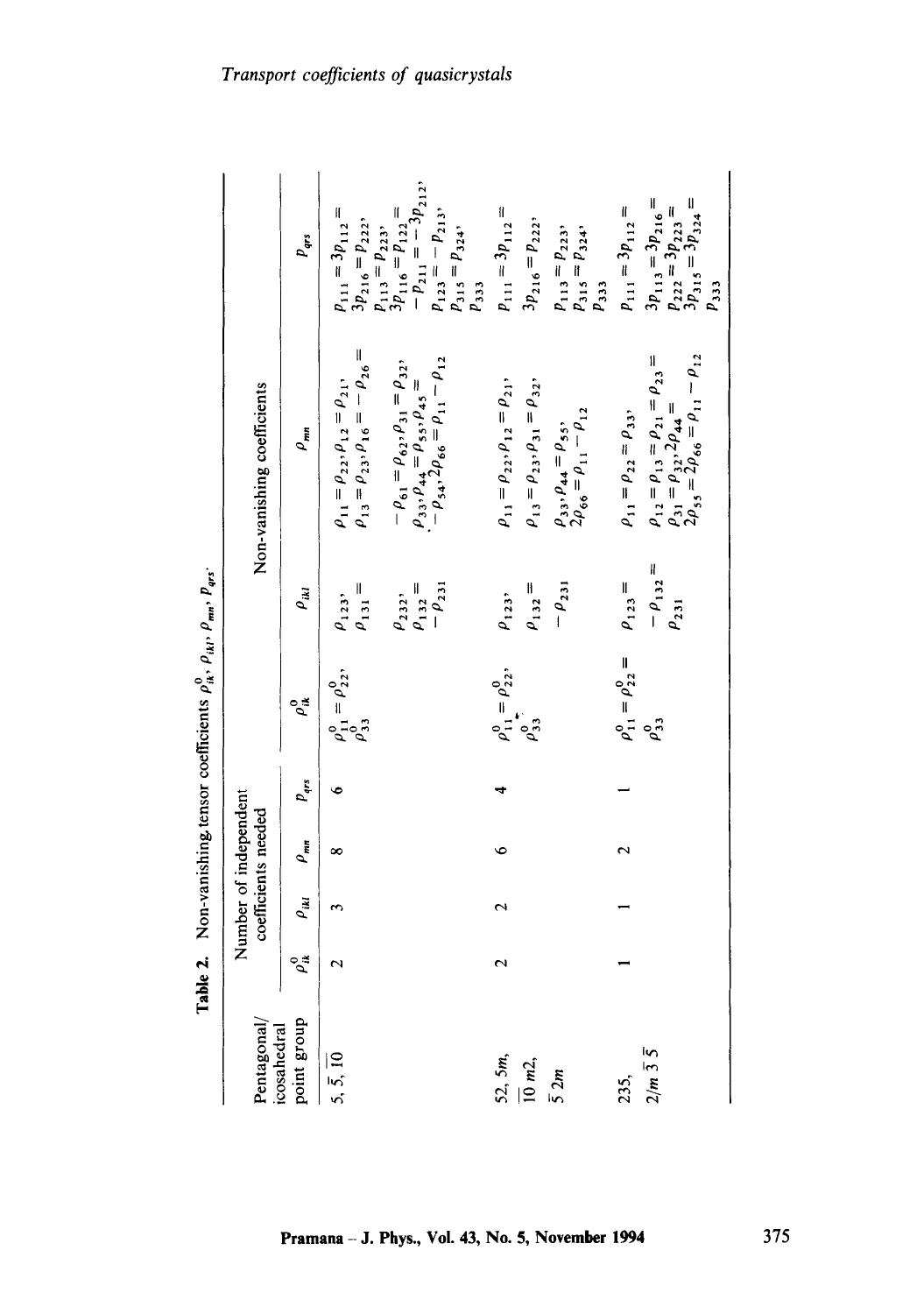**Table 2.** Non-vanishing tensor coefficients $\rho^0_{ik}$, $\rho_{ikl}$, $\rho_{mn}$, $P_{qrs}$.

| Pentagonal/ icosahedral point group | Number of independent coefficients needed | | | | Non-vanishing coefficients | | | |
|---|---|---|---|---|---|---|---|---|
| | $\rho^0_{ik}$ | $\rho_{ikl}$ | $\rho_{mn}$ | $P_{qrs}$ | $\rho^0_{ik}$ | $\rho_{ikl}$ | $\rho_{mn}$ | $P_{qrs}$ |
| $5, \bar{5}, \overline{10}$ | 2 | 3 | 8 | 6 | $\rho^0_{11} = \rho^0_{22}$, $\rho^0_{33}$ | $\rho_{123}$, $\rho_{131} = \rho_{232}$, $\rho_{132} = -\rho_{231}$ | $\rho_{11} = \rho_{22}, \rho_{12} = \rho_{21}$, $\rho_{13} = \rho_{23}, \rho_{16} = -\rho_{26} = -\rho_{61} = \rho_{62}, \rho_{31} = \rho_{32}$, $\rho_{33}, \rho_{44} = \rho_{55}, \rho_{45} = -\rho_{54}, 2\rho_{66} = \rho_{11} - \rho_{12}$ | $P_{111} = 3P_{112} = 3P_{216} = P_{222}$, $P_{113} = P_{223}$, $3P_{116} = P_{122} = -P_{211} = -3P_{212}$, $P_{123} = -P_{213}$, $P_{315} = P_{324}$, $P_{333}$ |
| $52, 5m, \overline{10}\,m2, \bar{5}\,2m$ | 2 | 2 | 6 | 4 | $\rho^0_{11} = \rho^0_{22}$, $\rho^0_{33}$ | $\rho_{123}$, $\rho_{132} = -\rho_{231}$ | $\rho_{11} = \rho_{22}, \rho_{12} = \rho_{21}$, $\rho_{13} = \rho_{23}, \rho_{31} = \rho_{32}$, $\rho_{33}, \rho_{44} = \rho_{55}$, $2\rho_{66} = \rho_{11} - \rho_{12}$ | $P_{111} = 3P_{112} = 3P_{216} = P_{222}$, $P_{113} = P_{223}$, $P_{315} = P_{324}$, $P_{333}$ |
| $235, 2/m\,\bar{3}\,\bar{5}$ | 1 | 1 | 2 | 1 | $\rho^0_{11} = \rho^0_{22} = \rho^0_{33}$ | $\rho_{123} = -\rho_{132} = \rho_{231}$ | $\rho_{11} = \rho_{22} = \rho_{33}$, $\rho_{12} = \rho_{13} = \rho_{21} = \rho_{23} = \rho_{31} = \rho_{32}, 2\rho_{44} = 2\rho_{55} = 2\rho_{66} = \rho_{11} - \rho_{12}$ | $P_{111} = 3P_{112} = 3P_{113} = 3P_{216} = P_{222} = 3P_{223} = 3P_{315} = 3P_{324} = P_{333}$ |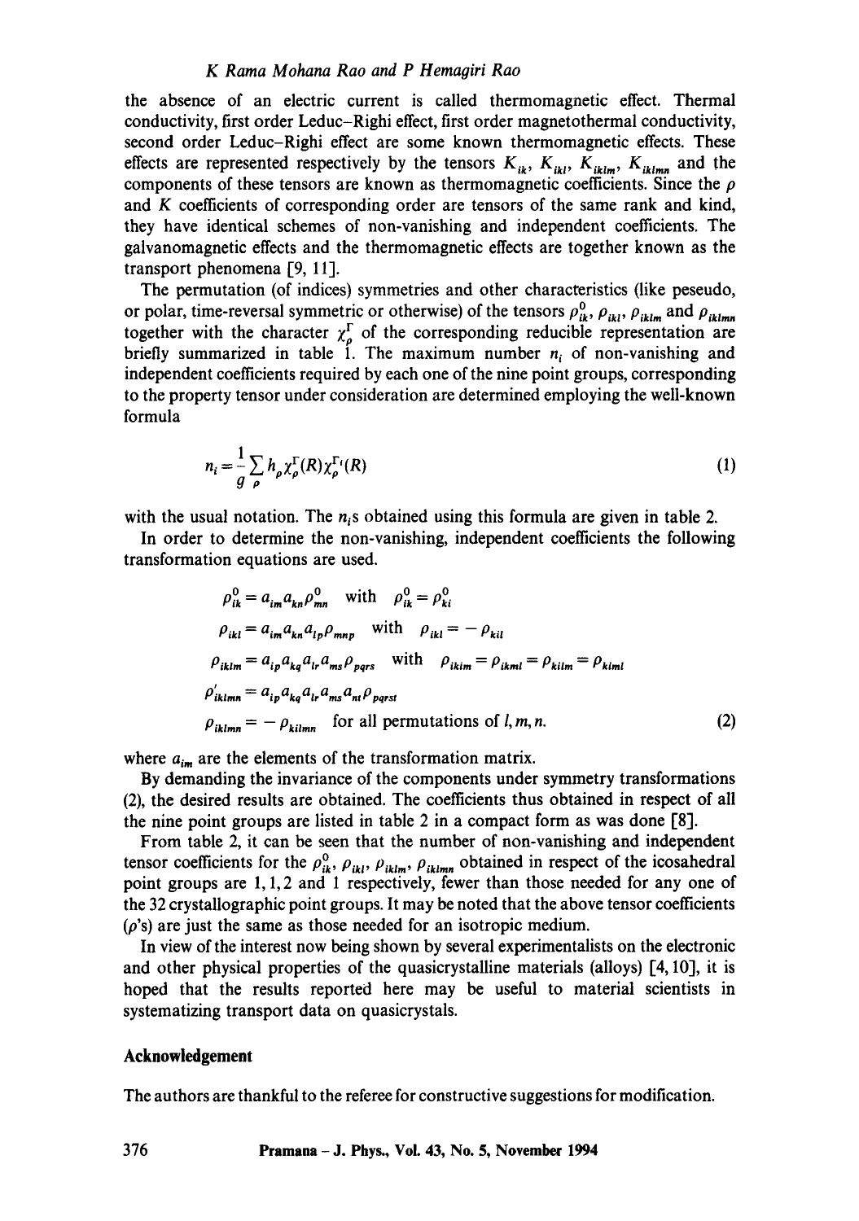the absence of an electric current is called thermomagnetic effect. Thermal conductivity, first order Leduc–Righi effect, first order magnetothermal conductivity, second order Leduc–Righi effect are some known thermomagnetic effects. These effects are represented respectively by the tensors $K_{ik}$, $K_{ikl}$, $K_{iklm}$, $K_{iklmn}$ and the components of these tensors are known as thermomagnetic coefficients. Since the $\rho$ and $K$ coefficients of corresponding order are tensors of the same rank and kind, they have identical schemes of non-vanishing and independent coefficients. The galvanomagnetic effects and the thermomagnetic effects are together known as the transport phenomena [9, 11].

The permutation (of indices) symmetries and other characteristics (like peseudo, or polar, time-reversal symmetric or otherwise) of the tensors $\rho_{ik}^{0}$, $\rho_{ikl}$, $\rho_{iklm}$ and $\rho_{iklmn}$ together with the character $\chi_{\rho}^{\Gamma}$ of the corresponding reducible representation are briefly summarized in table 1. The maximum number $n_i$ of non-vanishing and independent coefficients required by each one of the nine point groups, corresponding to the property tensor under consideration are determined employing the well-known formula

$$n_i = \frac{1}{g} \sum_{\rho} h_{\rho} \chi_{\rho}^{\Gamma}(R) \chi_{\rho}^{\Gamma_i}(R) \tag{1}$$

with the usual notation. The $n_i$s obtained using this formula are given in table 2.

In order to determine the non-vanishing, independent coefficients the following transformation equations are used.

$$\begin{aligned}
&\rho_{ik}^{0} = a_{im} a_{kn} \rho_{mn}^{0} \quad \text{with} \quad \rho_{ik}^{0} = \rho_{ki}^{0} \\
&\rho_{ikl} = a_{im} a_{kn} a_{lp} \rho_{mnp} \quad \text{with} \quad \rho_{ikl} = -\rho_{kil} \\
&\rho_{iklm} = a_{ip} a_{kq} a_{lr} a_{ms} \rho_{pqrs} \quad \text{with} \quad \rho_{iklm} = \rho_{ikml} = \rho_{kilm} = \rho_{kiml} \\
&\rho'_{iklmn} = a_{ip} a_{kq} a_{lr} a_{ms} a_{nt} \rho_{pqrst} \\
&\rho_{iklmn} = -\rho_{kilmn} \quad \text{for all permutations of } l, m, n.
\end{aligned} \tag{2}$$

where $a_{im}$ are the elements of the transformation matrix.

By demanding the invariance of the components under symmetry transformations (2), the desired results are obtained. The coefficients thus obtained in respect of all the nine point groups are listed in table 2 in a compact form as was done [8].

From table 2, it can be seen that the number of non-vanishing and independent tensor coefficients for the $\rho_{ik}^{0}$, $\rho_{ikl}$, $\rho_{iklm}$, $\rho_{iklmn}$ obtained in respect of the icosahedral point groups are 1, 1, 2 and 1 respectively, fewer than those needed for any one of the 32 crystallographic point groups. It may be noted that the above tensor coefficients ($\rho$'s) are just the same as those needed for an isotropic medium.

In view of the interest now being shown by several experimentalists on the electronic and other physical properties of the quasicrystalline materials (alloys) [4, 10], it is hoped that the results reported here may be useful to material scientists in systematizing transport data on quasicrystals.

## Acknowledgement

The authors are thankful to the referee for constructive suggestions for modification.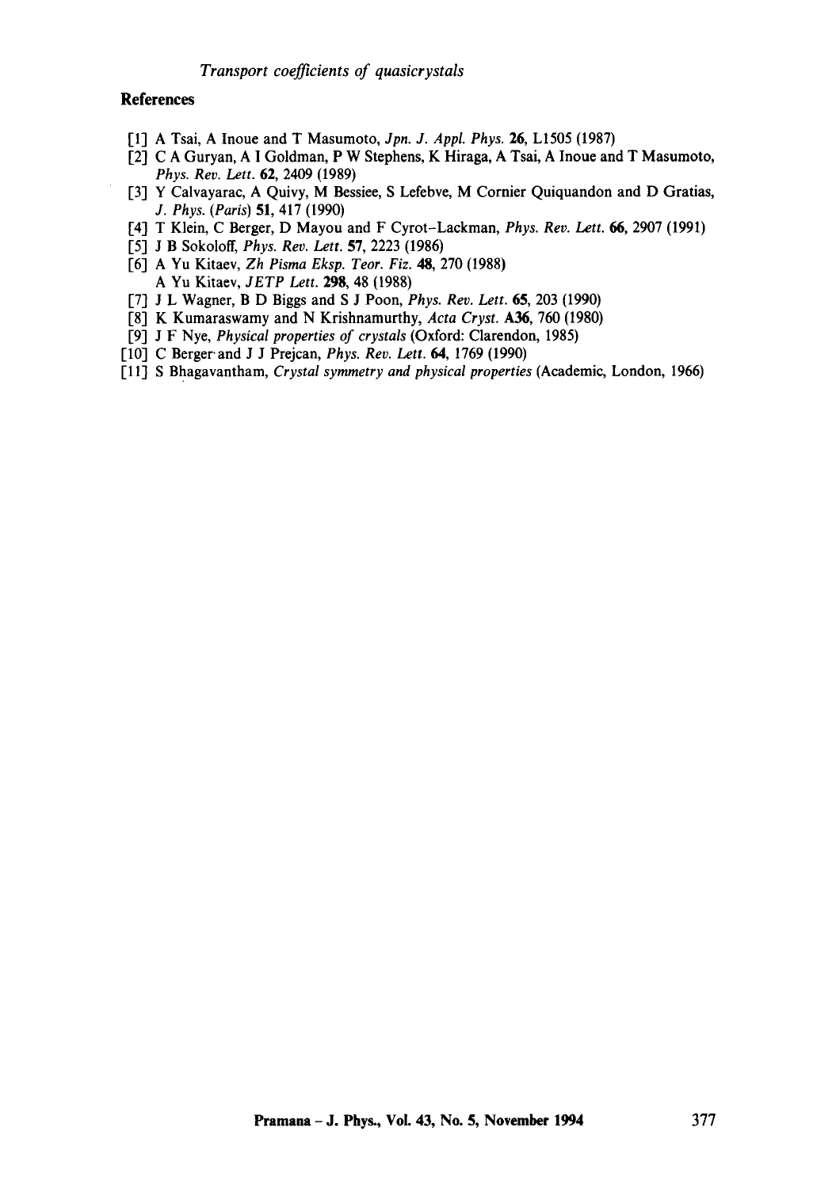## References

[1] A Tsai, A Inoue and T Masumoto, *Jpn. J. Appl. Phys.* **26**, L1505 (1987)

[2] C A Guryan, A I Goldman, P W Stephens, K Hiraga, A Tsai, A Inoue and T Masumoto, *Phys. Rev. Lett.* **62**, 2409 (1989)

[3] Y Calvayarac, A Quivy, M Bessiee, S Lefebve, M Cornier Quiquandon and D Gratias, *J. Phys. (Paris)* **51**, 417 (1990)

[4] T Klein, C Berger, D Mayou and F Cyrot–Lackman, *Phys. Rev. Lett.* **66**, 2907 (1991)

[5] J B Sokoloff, *Phys. Rev. Lett.* **57**, 2223 (1986)

[6] A Yu Kitaev, *Zh Pisma Eksp. Teor. Fiz.* **48**, 270 (1988)
A Yu Kitaev, *JETP Lett.* **298**, 48 (1988)

[7] J L Wagner, B D Biggs and S J Poon, *Phys. Rev. Lett.* **65**, 203 (1990)

[8] K Kumaraswamy and N Krishnamurthy, *Acta Cryst.* **A36**, 760 (1980)

[9] J F Nye, *Physical properties of crystals* (Oxford: Clarendon, 1985)

[10] C Berger and J J Prejcan, *Phys. Rev. Lett.* **64**, 1769 (1990)

[11] S Bhagavantham, *Crystal symmetry and physical properties* (Academic, London, 1966)